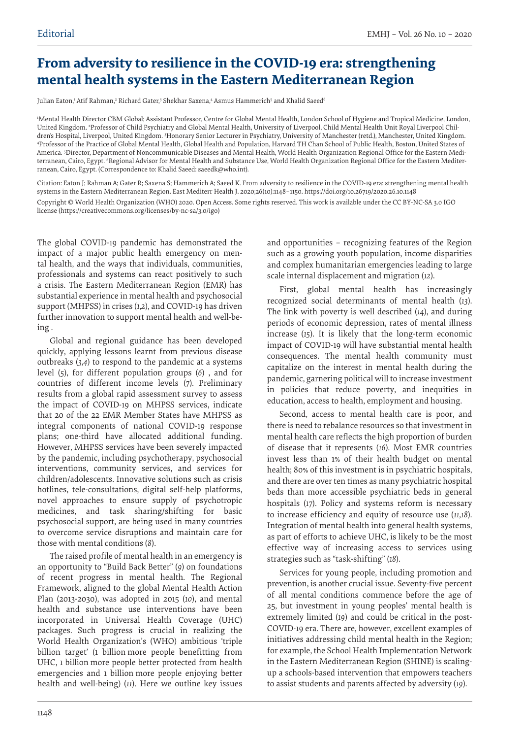Editorial

# From adversity to resilience in the COVID-19 era: strengthening mental health systems in the Eastern Mediterranean Region

Julian Eaton,[1] Atif Rahman,[2] Richard Gater,[3] Shekhar Saxena,[4] Asmus Hammerich[5] and Khalid Saeed[6]

[1]Mental Health Director CBM Global; Assistant Professor, Centre for Global Mental Health, London School of Hygiene and Tropical Medicine, London, United Kingdom. [2]Professor of Child Psychiatry and Global Mental Health, University of Liverpool, Child Mental Health Unit Royal Liverpool Children's Hospital, Liverpool, United Kingdom. [3]Honorary Senior Lecturer in Psychiatry, University of Manchester (retd.), Manchester, United Kingdom. [4]Professor of the Practice of Global Mental Health, Global Health and Population, Harvard TH Chan School of Public Health, Boston, United States of America. [5]Director, Department of Noncommunicable Diseases and Mental Health, World Health Organization Regional Office for the Eastern Mediterranean, Cairo, Egypt. [6]Regional Advisor for Mental Health and Substance Use, World Health Organization Regional Office for the Eastern Mediterranean, Cairo, Egypt. (Correspondence to: Khalid Saeed: saeedk@who.int).

Citation: Eaton J; Rahman A; Gater R; Saxena S; Hammerich A; Saeed K. From adversity to resilience in the COVID-19 era: strengthening mental health systems in the Eastern Mediterranean Region. East Mediterr Health J. 2020;26(10):1148–1150. https://doi.org/10.26719/2020.26.10.1148

Copyright © World Health Organization (WHO) 2020. Open Access. Some rights reserved. This work is available under the CC BY-NC-SA 3.0 IGO license (https://creativecommons.org/licenses/by-nc-sa/3.0/igo)

The global COVID-19 pandemic has demonstrated the impact of a major public health emergency on mental health, and the ways that individuals, communities, professionals and systems can react positively to such a crisis. The Eastern Mediterranean Region (EMR) has substantial experience in mental health and psychosocial support (MHPSS) in crises (*1,2*), and COVID-19 has driven further innovation to support mental health and well-being .

Global and regional guidance has been developed quickly, applying lessons learnt from previous disease outbreaks (*3,4*) to respond to the pandemic at a systems level (*5*), for different population groups (*6*) , and for countries of different income levels (*7*). Preliminary results from a global rapid assessment survey to assess the impact of COVID-19 on MHPSS services, indicate that 20 of the 22 EMR Member States have MHPSS as integral components of national COVID-19 response plans; one-third have allocated additional funding. However, MHPSS services have been severely impacted by the pandemic, including psychotherapy, psychosocial interventions, community services, and services for children/adolescents. Innovative solutions such as crisis hotlines, tele-consultations, digital self-help platforms, novel approaches to ensure supply of psychotropic medicines, and task sharing/shifting for basic psychosocial support, are being used in many countries to overcome service disruptions and maintain care for those with mental conditions (*8*).

The raised profile of mental health in an emergency is an opportunity to "Build Back Better" (*9*) on foundations of recent progress in mental health. The Regional Framework, aligned to the global Mental Health Action Plan (2013-2030), was adopted in 2015 (*10*), and mental health and substance use interventions have been incorporated in Universal Health Coverage (UHC) packages. Such progress is crucial in realizing the World Health Organization's (WHO) ambitious 'triple billion target' (1 billion more people benefitting from UHC, 1 billion more people better protected from health emergencies and 1 billion more people enjoying better health and well-being) (*11*). Here we outline key issues and opportunities – recognizing features of the Region such as a growing youth population, income disparities and complex humanitarian emergencies leading to large scale internal displacement and migration (*12*).

First, global mental health has increasingly recognized social determinants of mental health (*13*). The link with poverty is well described (*14*), and during periods of economic depression, rates of mental illness increase (*15*). It is likely that the long-term economic impact of COVID-19 will have substantial mental health consequences. The mental health community must capitalize on the interest in mental health during the pandemic, garnering political will to increase investment in policies that reduce poverty, and inequities in education, access to health, employment and housing.

Second, access to mental health care is poor, and there is need to rebalance resources so that investment in mental health care reflects the high proportion of burden of disease that it represents (*16*). Most EMR countries invest less than 1% of their health budget on mental health; 80% of this investment is in psychiatric hospitals, and there are over ten times as many psychiatric hospital beds than more accessible psychiatric beds in general hospitals (*17*). Policy and systems reform is necessary to increase efficiency and equity of resource use (*11,18*). Integration of mental health into general health systems, as part of efforts to achieve UHC, is likely to be the most effective way of increasing access to services using strategies such as "task-shifting" (*18*).

Services for young people, including promotion and prevention, is another crucial issue. Seventy-five percent of all mental conditions commence before the age of 25, but investment in young peoples' mental health is extremely limited (*19*) and could be critical in the post-COVID-19 era. There are, however, excellent examples of initiatives addressing child mental health in the Region; for example, the School Health Implementation Network in the Eastern Mediterranean Region (SHINE) is scaling-up a schools-based intervention that empowers teachers to assist students and parents affected by adversity (*19*).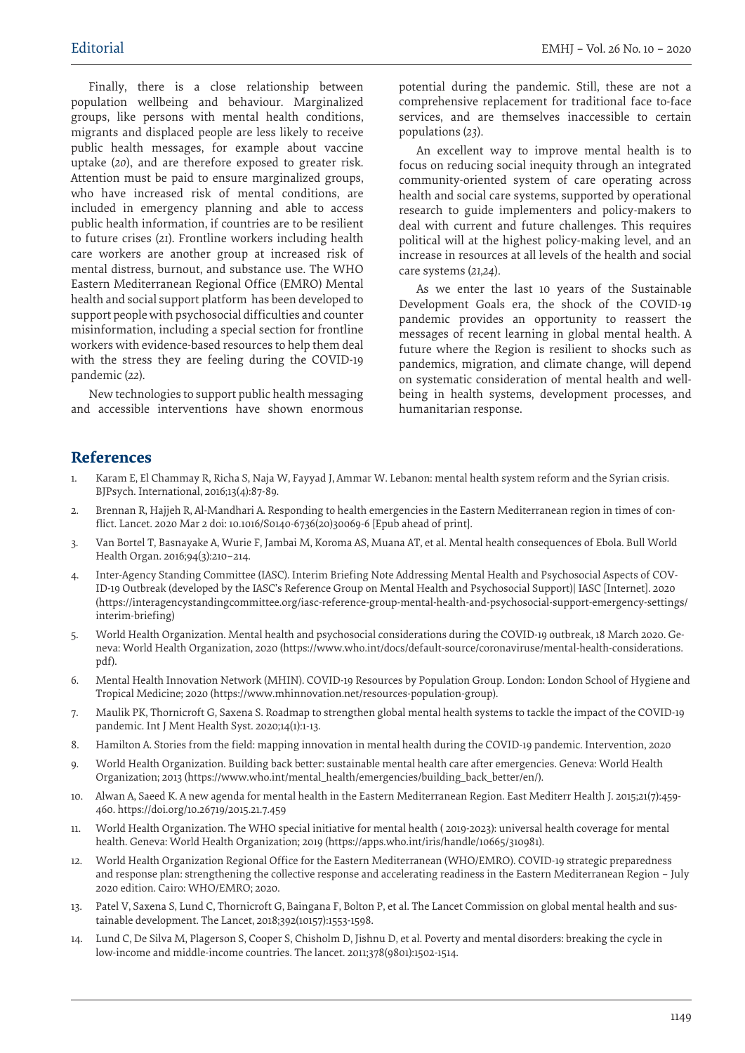Finally, there is a close relationship between population wellbeing and behaviour. Marginalized groups, like persons with mental health conditions, migrants and displaced people are less likely to receive public health messages, for example about vaccine uptake (*20*), and are therefore exposed to greater risk. Attention must be paid to ensure marginalized groups, who have increased risk of mental conditions, are included in emergency planning and able to access public health information, if countries are to be resilient to future crises (*21*). Frontline workers including health care workers are another group at increased risk of mental distress, burnout, and substance use. The WHO Eastern Mediterranean Regional Office (EMRO) Mental health and social support platform has been developed to support people with psychosocial difficulties and counter misinformation, including a special section for frontline workers with evidence-based resources to help them deal with the stress they are feeling during the COVID-19 pandemic (*22*).

New technologies to support public health messaging and accessible interventions have shown enormous potential during the pandemic. Still, these are not a comprehensive replacement for traditional face to-face services, and are themselves inaccessible to certain populations (*23*).

An excellent way to improve mental health is to focus on reducing social inequity through an integrated community-oriented system of care operating across health and social care systems, supported by operational research to guide implementers and policy-makers to deal with current and future challenges. This requires political will at the highest policy-making level, and an increase in resources at all levels of the health and social care systems (*21,24*).

As we enter the last 10 years of the Sustainable Development Goals era, the shock of the COVID-19 pandemic provides an opportunity to reassert the messages of recent learning in global mental health. A future where the Region is resilient to shocks such as pandemics, migration, and climate change, will depend on systematic consideration of mental health and well-being in health systems, development processes, and humanitarian response.

## References

1. Karam E, El Chammay R, Richa S, Naja W, Fayyad J, Ammar W. Lebanon: mental health system reform and the Syrian crisis. BJPsych. International, 2016;13(4):87-89.
2. Brennan R, Hajjeh R, Al-Mandhari A. Responding to health emergencies in the Eastern Mediterranean region in times of conflict. Lancet. 2020 Mar 2 doi: 10.1016/S0140-6736(20)30069-6 [Epub ahead of print].
3. Van Bortel T, Basnayake A, Wurie F, Jambai M, Koroma AS, Muana AT, et al. Mental health consequences of Ebola. Bull World Health Organ. 2016;94(3):210–214.
4. Inter-Agency Standing Committee (IASC). Interim Briefing Note Addressing Mental Health and Psychosocial Aspects of COVID-19 Outbreak (developed by the IASC's Reference Group on Mental Health and Psychosocial Support)| IASC [Internet]. 2020 (https://interagencystandingcommittee.org/iasc-reference-group-mental-health-and-psychosocial-support-emergency-settings/interim-briefing)
5. World Health Organization. Mental health and psychosocial considerations during the COVID-19 outbreak, 18 March 2020. Geneva: World Health Organization, 2020 (https://www.who.int/docs/default-source/coronaviruse/mental-health-considerations.pdf).
6. Mental Health Innovation Network (MHIN). COVID-19 Resources by Population Group. London: London School of Hygiene and Tropical Medicine; 2020 (https://www.mhinnovation.net/resources-population-group).
7. Maulik PK, Thornicroft G, Saxena S. Roadmap to strengthen global mental health systems to tackle the impact of the COVID-19 pandemic. Int J Ment Health Syst. 2020;14(1):1-13.
8. Hamilton A. Stories from the field: mapping innovation in mental health during the COVID-19 pandemic. Intervention, 2020
9. World Health Organization. Building back better: sustainable mental health care after emergencies. Geneva: World Health Organization; 2013 (https://www.who.int/mental_health/emergencies/building_back_better/en/).
10. Alwan A, Saeed K. A new agenda for mental health in the Eastern Mediterranean Region. East Mediterr Health J. 2015;21(7):459-460. https://doi.org/10.26719/2015.21.7.459
11. World Health Organization. The WHO special initiative for mental health ( 2019-2023): universal health coverage for mental health. Geneva: World Health Organization; 2019 (https://apps.who.int/iris/handle/10665/310981).
12. World Health Organization Regional Office for the Eastern Mediterranean (WHO/EMRO). COVID-19 strategic preparedness and response plan: strengthening the collective response and accelerating readiness in the Eastern Mediterranean Region – July 2020 edition. Cairo: WHO/EMRO; 2020.
13. Patel V, Saxena S, Lund C, Thornicroft G, Baingana F, Bolton P, et al. The Lancet Commission on global mental health and sustainable development. The Lancet, 2018;392(10157):1553-1598.
14. Lund C, De Silva M, Plagerson S, Cooper S, Chisholm D, Jishnu D, et al. Poverty and mental disorders: breaking the cycle in low-income and middle-income countries. The lancet. 2011;378(9801):1502-1514.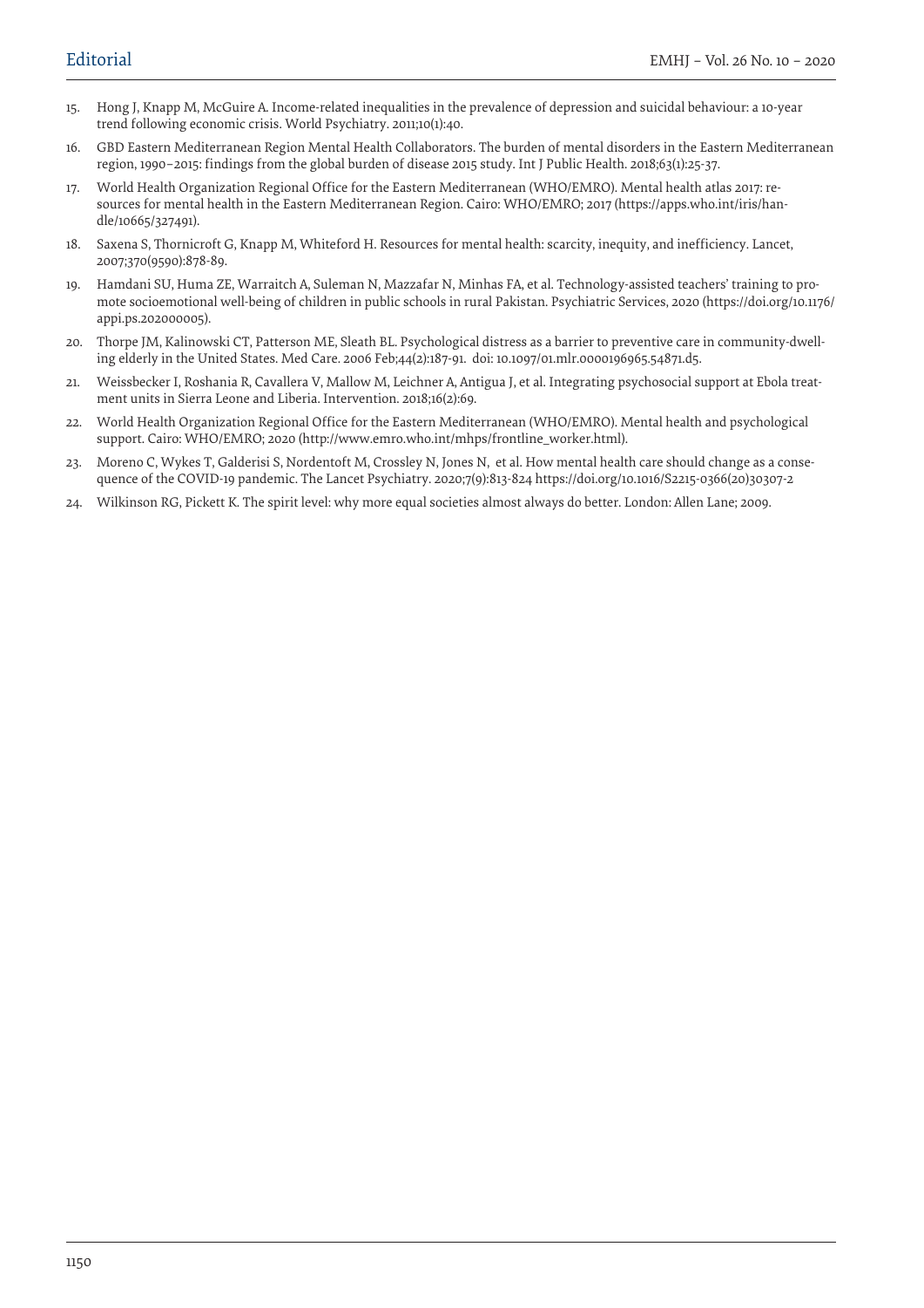15. Hong J, Knapp M, McGuire A. Income-related inequalities in the prevalence of depression and suicidal behaviour: a 10-year trend following economic crisis. World Psychiatry. 2011;10(1):40.
16. GBD Eastern Mediterranean Region Mental Health Collaborators. The burden of mental disorders in the Eastern Mediterranean region, 1990–2015: findings from the global burden of disease 2015 study. Int J Public Health. 2018;63(1):25-37.
17. World Health Organization Regional Office for the Eastern Mediterranean (WHO/EMRO). Mental health atlas 2017: resources for mental health in the Eastern Mediterranean Region. Cairo: WHO/EMRO; 2017 (https://apps.who.int/iris/handle/10665/327491).
18. Saxena S, Thornicroft G, Knapp M, Whiteford H. Resources for mental health: scarcity, inequity, and inefficiency. Lancet, 2007;370(9590):878-89.
19. Hamdani SU, Huma ZE, Warraitch A, Suleman N, Mazzafar N, Minhas FA, et al. Technology-assisted teachers' training to promote socioemotional well-being of children in public schools in rural Pakistan. Psychiatric Services, 2020 (https://doi.org/10.1176/appi.ps.202000005).
20. Thorpe JM, Kalinowski CT, Patterson ME, Sleath BL. Psychological distress as a barrier to preventive care in community-dwelling elderly in the United States. Med Care. 2006 Feb;44(2):187-91. doi: 10.1097/01.mlr.0000196965.54871.d5.
21. Weissbecker I, Roshania R, Cavallera V, Mallow M, Leichner A, Antigua J, et al. Integrating psychosocial support at Ebola treatment units in Sierra Leone and Liberia. Intervention. 2018;16(2):69.
22. World Health Organization Regional Office for the Eastern Mediterranean (WHO/EMRO). Mental health and psychological support. Cairo: WHO/EMRO; 2020 (http://www.emro.who.int/mhps/frontline_worker.html).
23. Moreno C, Wykes T, Galderisi S, Nordentoft M, Crossley N, Jones N, et al. How mental health care should change as a consequence of the COVID-19 pandemic. The Lancet Psychiatry. 2020;7(9):813-824 https://doi.org/10.1016/S2215-0366(20)30307-2
24. Wilkinson RG, Pickett K. The spirit level: why more equal societies almost always do better. London: Allen Lane; 2009.